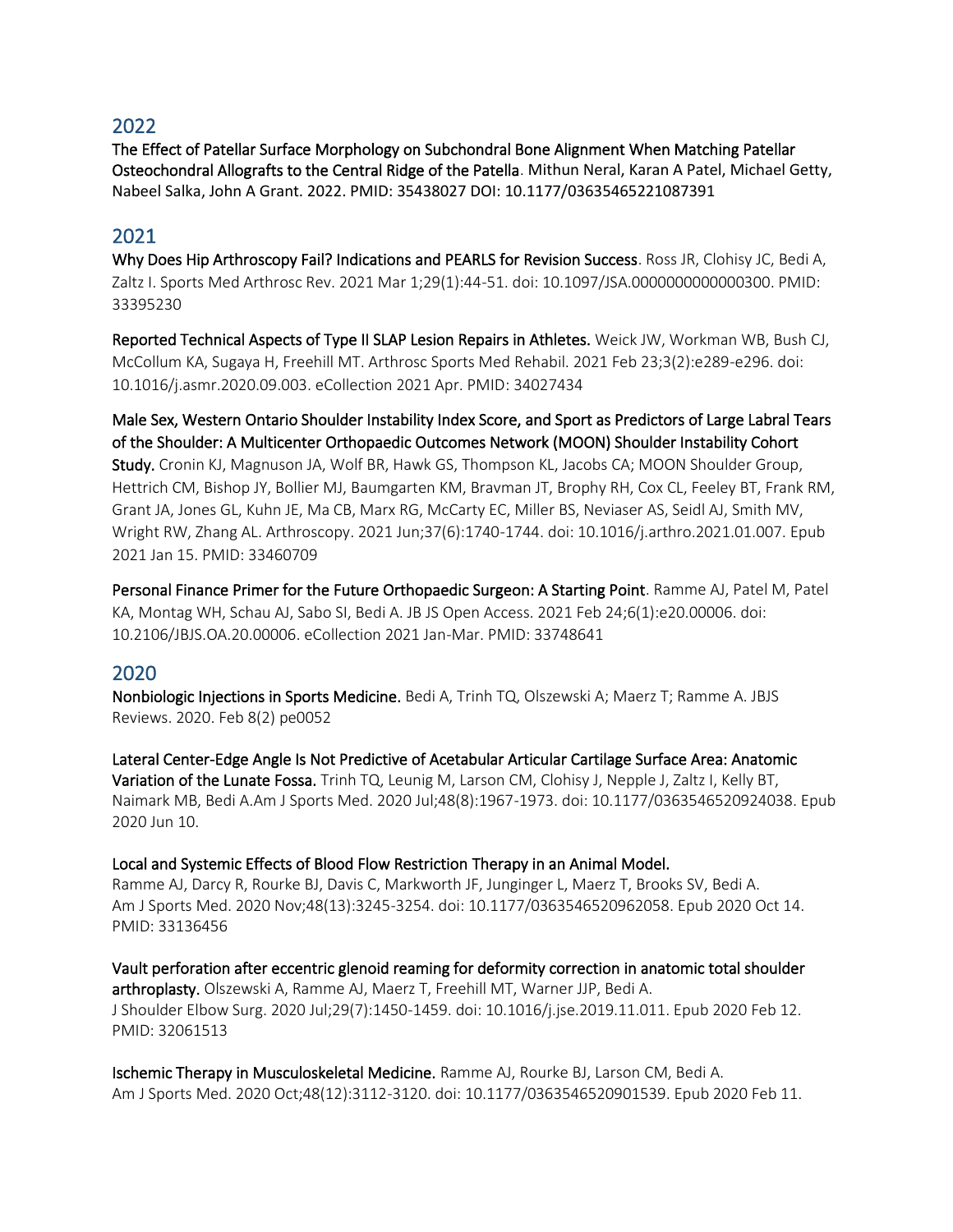## 2022

**The Effect of Patellar Surface Morphology on Subchondral Bone Alignment When Matching Patellar Osteochondral Allografts to the Central Ridge of the Patella**. Mithun Neral, Karan A Patel, Michael Getty, Nabeel Salka, John A Grant. 2022. PMID: 35438027 DOI: 10.1177/03635465221087391

## 2021

**Why Does Hip Arthroscopy Fail? Indications and PEARLS for Revision Success**. Ross JR, Clohisy JC, Bedi A, Zaltz I. Sports Med Arthrosc Rev. 2021 Mar 1;29(1):44-51. doi: 10.1097/JSA.0000000000000300. PMID: 33395230

**Reported Technical Aspects of Type II SLAP Lesion Repairs in Athletes.** Weick JW, Workman WB, Bush CJ, McCollum KA, Sugaya H, Freehill MT. Arthrosc Sports Med Rehabil. 2021 Feb 23;3(2):e289-e296. doi: 10.1016/j.asmr.2020.09.003. eCollection 2021 Apr. PMID: 34027434

**Male Sex, Western Ontario Shoulder Instability Index Score, and Sport as Predictors of Large Labral Tears of the Shoulder: A Multicenter Orthopaedic Outcomes Network (MOON) Shoulder Instability Cohort Study.** Cronin KJ, Magnuson JA, Wolf BR, Hawk GS, Thompson KL, Jacobs CA; MOON Shoulder Group, Hettrich CM, Bishop JY, Bollier MJ, Baumgarten KM, Bravman JT, Brophy RH, Cox CL, Feeley BT, Frank RM, Grant JA, Jones GL, Kuhn JE, Ma CB, Marx RG, McCarty EC, Miller BS, Neviaser AS, Seidl AJ, Smith MV, Wright RW, Zhang AL. Arthroscopy. 2021 Jun;37(6):1740-1744. doi: 10.1016/j.arthro.2021.01.007. Epub 2021 Jan 15. PMID: 33460709

**Personal Finance Primer for the Future Orthopaedic Surgeon: A Starting Point**. Ramme AJ, Patel M, Patel KA, Montag WH, Schau AJ, Sabo SI, Bedi A. JB JS Open Access. 2021 Feb 24;6(1):e20.00006. doi: 10.2106/JBJS.OA.20.00006. eCollection 2021 Jan-Mar. PMID: 33748641

## 2020

**Nonbiologic Injections in Sports Medicine.** Bedi A, Trinh TQ, Olszewski A; Maerz T; Ramme A. JBJS Reviews. 2020. Feb 8(2) pe0052

**Lateral Center-Edge Angle Is Not Predictive of Acetabular Articular Cartilage Surface Area: Anatomic Variation of the Lunate Fossa.** Trinh TQ, Leunig M, Larson CM, Clohisy J, Nepple J, Zaltz I, Kelly BT, Naimark MB, Bedi A.Am J Sports Med. 2020 Jul;48(8):1967-1973. doi: 10.1177/0363546520924038. Epub 2020 Jun 10.

**Local and Systemic Effects of Blood Flow Restriction Therapy in an Animal Model.**
Ramme AJ, Darcy R, Rourke BJ, Davis C, Markworth JF, Junginger L, Maerz T, Brooks SV, Bedi A. Am J Sports Med. 2020 Nov;48(13):3245-3254. doi: 10.1177/0363546520962058. Epub 2020 Oct 14. PMID: 33136456

**Vault perforation after eccentric glenoid reaming for deformity correction in anatomic total shoulder arthroplasty.** Olszewski A, Ramme AJ, Maerz T, Freehill MT, Warner JJP, Bedi A.
J Shoulder Elbow Surg. 2020 Jul;29(7):1450-1459. doi: 10.1016/j.jse.2019.11.011. Epub 2020 Feb 12. PMID: 32061513

**Ischemic Therapy in Musculoskeletal Medicine.** Ramme AJ, Rourke BJ, Larson CM, Bedi A.
Am J Sports Med. 2020 Oct;48(12):3112-3120. doi: 10.1177/0363546520901539. Epub 2020 Feb 11.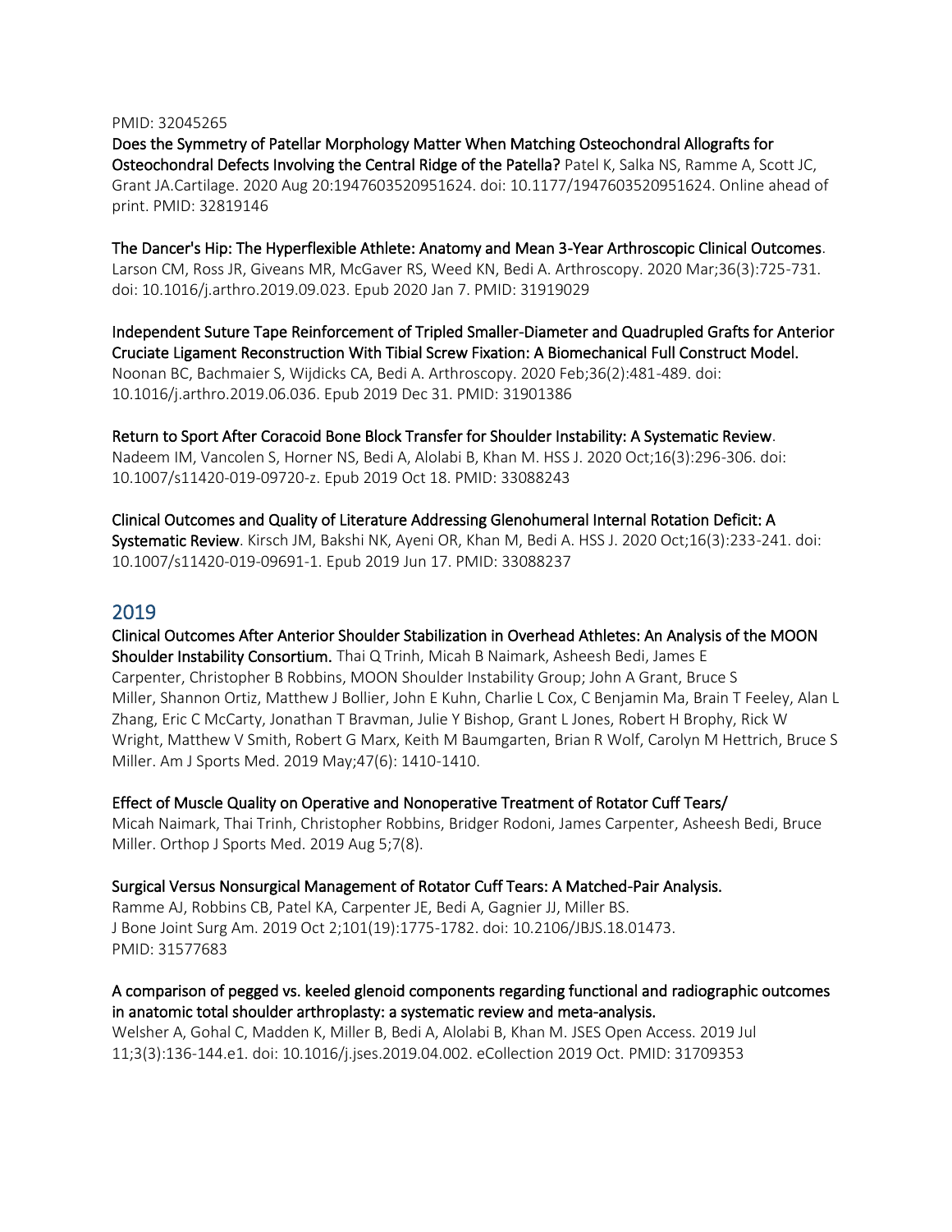PMID: 32045265

**Does the Symmetry of Patellar Morphology Matter When Matching Osteochondral Allografts for Osteochondral Defects Involving the Central Ridge of the Patella?** Patel K, Salka NS, Ramme A, Scott JC, Grant JA.Cartilage. 2020 Aug 20:1947603520951624. doi: 10.1177/1947603520951624. Online ahead of print. PMID: 32819146

**The Dancer's Hip: The Hyperflexible Athlete: Anatomy and Mean 3-Year Arthroscopic Clinical Outcomes**. Larson CM, Ross JR, Giveans MR, McGaver RS, Weed KN, Bedi A. Arthroscopy. 2020 Mar;36(3):725-731. doi: 10.1016/j.arthro.2019.09.023. Epub 2020 Jan 7. PMID: 31919029

**Independent Suture Tape Reinforcement of Tripled Smaller-Diameter and Quadrupled Grafts for Anterior Cruciate Ligament Reconstruction With Tibial Screw Fixation: A Biomechanical Full Construct Model.** Noonan BC, Bachmaier S, Wijdicks CA, Bedi A. Arthroscopy. 2020 Feb;36(2):481-489. doi: 10.1016/j.arthro.2019.06.036. Epub 2019 Dec 31. PMID: 31901386

**Return to Sport After Coracoid Bone Block Transfer for Shoulder Instability: A Systematic Review**. Nadeem IM, Vancolen S, Horner NS, Bedi A, Alolabi B, Khan M. HSS J. 2020 Oct;16(3):296-306. doi: 10.1007/s11420-019-09720-z. Epub 2019 Oct 18. PMID: 33088243

**Clinical Outcomes and Quality of Literature Addressing Glenohumeral Internal Rotation Deficit: A Systematic Review**. Kirsch JM, Bakshi NK, Ayeni OR, Khan M, Bedi A. HSS J. 2020 Oct;16(3):233-241. doi: 10.1007/s11420-019-09691-1. Epub 2019 Jun 17. PMID: 33088237

## 2019

**Clinical Outcomes After Anterior Shoulder Stabilization in Overhead Athletes: An Analysis of the MOON Shoulder Instability Consortium.** Thai Q Trinh, Micah B Naimark, Asheesh Bedi, James E Carpenter, Christopher B Robbins, MOON Shoulder Instability Group; John A Grant, Bruce S Miller, Shannon Ortiz, Matthew J Bollier, John E Kuhn, Charlie L Cox, C Benjamin Ma, Brain T Feeley, Alan L Zhang, Eric C McCarty, Jonathan T Bravman, Julie Y Bishop, Grant L Jones, Robert H Brophy, Rick W Wright, Matthew V Smith, Robert G Marx, Keith M Baumgarten, Brian R Wolf, Carolyn M Hettrich, Bruce S Miller. Am J Sports Med. 2019 May;47(6): 1410-1410.

**Effect of Muscle Quality on Operative and Nonoperative Treatment of Rotator Cuff Tears/**
Micah Naimark, Thai Trinh, Christopher Robbins, Bridger Rodoni, James Carpenter, Asheesh Bedi, Bruce Miller. Orthop J Sports Med. 2019 Aug 5;7(8).

**Surgical Versus Nonsurgical Management of Rotator Cuff Tears: A Matched-Pair Analysis.**
Ramme AJ, Robbins CB, Patel KA, Carpenter JE, Bedi A, Gagnier JJ, Miller BS. J Bone Joint Surg Am. 2019 Oct 2;101(19):1775-1782. doi: 10.2106/JBJS.18.01473. PMID: 31577683

**A comparison of pegged vs. keeled glenoid components regarding functional and radiographic outcomes in anatomic total shoulder arthroplasty: a systematic review and meta-analysis.**
Welsher A, Gohal C, Madden K, Miller B, Bedi A, Alolabi B, Khan M. JSES Open Access. 2019 Jul 11;3(3):136-144.e1. doi: 10.1016/j.jses.2019.04.002. eCollection 2019 Oct. PMID: 31709353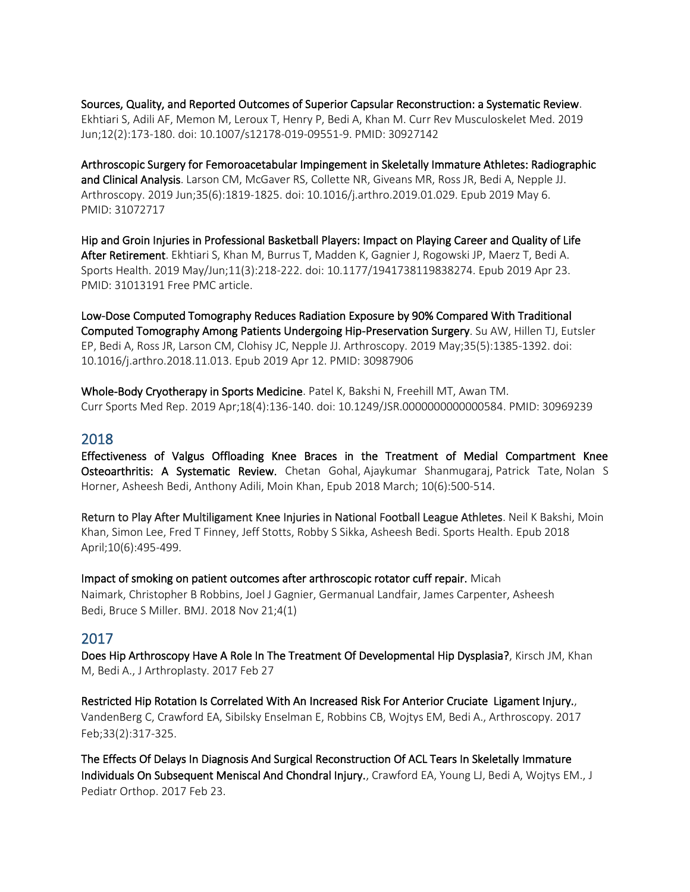**Sources, Quality, and Reported Outcomes of Superior Capsular Reconstruction: a Systematic Review**. Ekhtiari S, Adili AF, Memon M, Leroux T, Henry P, Bedi A, Khan M. Curr Rev Musculoskelet Med. 2019 Jun;12(2):173-180. doi: 10.1007/s12178-019-09551-9. PMID: 30927142

**Arthroscopic Surgery for Femoroacetabular Impingement in Skeletally Immature Athletes: Radiographic and Clinical Analysis**. Larson CM, McGaver RS, Collette NR, Giveans MR, Ross JR, Bedi A, Nepple JJ. Arthroscopy. 2019 Jun;35(6):1819-1825. doi: 10.1016/j.arthro.2019.01.029. Epub 2019 May 6. PMID: 31072717

**Hip and Groin Injuries in Professional Basketball Players: Impact on Playing Career and Quality of Life After Retirement**. Ekhtiari S, Khan M, Burrus T, Madden K, Gagnier J, Rogowski JP, Maerz T, Bedi A. Sports Health. 2019 May/Jun;11(3):218-222. doi: 10.1177/1941738119838274. Epub 2019 Apr 23. PMID: 31013191 Free PMC article.

**Low-Dose Computed Tomography Reduces Radiation Exposure by 90% Compared With Traditional Computed Tomography Among Patients Undergoing Hip-Preservation Surgery**. Su AW, Hillen TJ, Eutsler EP, Bedi A, Ross JR, Larson CM, Clohisy JC, Nepple JJ. Arthroscopy. 2019 May;35(5):1385-1392. doi: 10.1016/j.arthro.2018.11.013. Epub 2019 Apr 12. PMID: 30987906

**Whole-Body Cryotherapy in Sports Medicine**. Patel K, Bakshi N, Freehill MT, Awan TM. Curr Sports Med Rep. 2019 Apr;18(4):136-140. doi: 10.1249/JSR.0000000000000584. PMID: 30969239

## 2018

**Effectiveness of Valgus Offloading Knee Braces in the Treatment of Medial Compartment Knee Osteoarthritis: A Systematic Review.** Chetan Gohal, Ajaykumar Shanmugaraj, Patrick Tate, Nolan S Horner, Asheesh Bedi, Anthony Adili, Moin Khan, Epub 2018 March; 10(6):500-514.

**Return to Play After Multiligament Knee Injuries in National Football League Athletes**. Neil K Bakshi, Moin Khan, Simon Lee, Fred T Finney, Jeff Stotts, Robby S Sikka, Asheesh Bedi. Sports Health. Epub 2018 April;10(6):495-499.

**Impact of smoking on patient outcomes after arthroscopic rotator cuff repair.** Micah Naimark, Christopher B Robbins, Joel J Gagnier, Germanual Landfair, James Carpenter, Asheesh Bedi, Bruce S Miller. BMJ. 2018 Nov 21;4(1)

## 2017

**Does Hip Arthroscopy Have A Role In The Treatment Of Developmental Hip Dysplasia?**, Kirsch JM, Khan M, Bedi A., J Arthroplasty. 2017 Feb 27

**Restricted Hip Rotation Is Correlated With An Increased Risk For Anterior Cruciate Ligament Injury.**, VandenBerg C, Crawford EA, Sibilsky Enselman E, Robbins CB, Wojtys EM, Bedi A., Arthroscopy. 2017 Feb;33(2):317-325.

**The Effects Of Delays In Diagnosis And Surgical Reconstruction Of ACL Tears In Skeletally Immature Individuals On Subsequent Meniscal And Chondral Injury.**, Crawford EA, Young LJ, Bedi A, Wojtys EM., J Pediatr Orthop. 2017 Feb 23.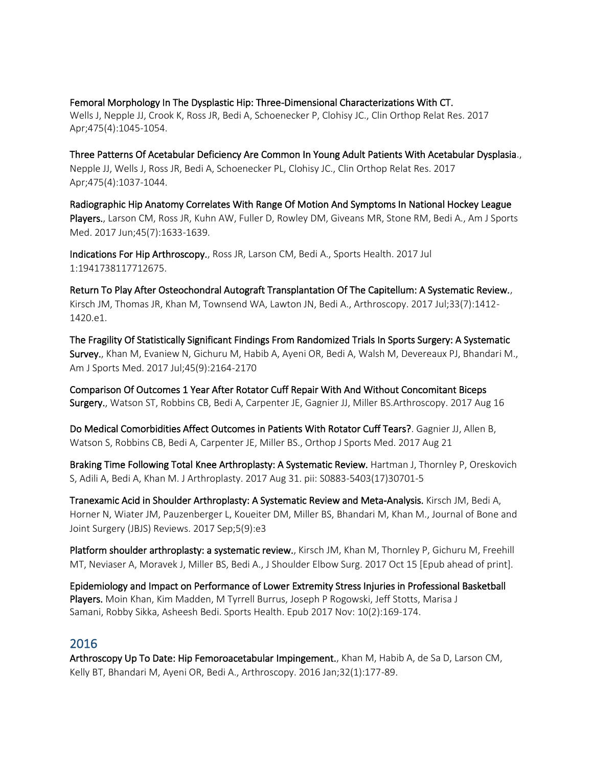**Femoral Morphology In The Dysplastic Hip: Three-Dimensional Characterizations With CT.**
Wells J, Nepple JJ, Crook K, Ross JR, Bedi A, Schoenecker P, Clohisy JC., Clin Orthop Relat Res. 2017 Apr;475(4):1045-1054.

**Three Patterns Of Acetabular Deficiency Are Common In Young Adult Patients With Acetabular Dysplasia**., Nepple JJ, Wells J, Ross JR, Bedi A, Schoenecker PL, Clohisy JC., Clin Orthop Relat Res. 2017 Apr;475(4):1037-1044.

**Radiographic Hip Anatomy Correlates With Range Of Motion And Symptoms In National Hockey League Players.**, Larson CM, Ross JR, Kuhn AW, Fuller D, Rowley DM, Giveans MR, Stone RM, Bedi A., Am J Sports Med. 2017 Jun;45(7):1633-1639.

**Indications For Hip Arthroscopy.**, Ross JR, Larson CM, Bedi A., Sports Health. 2017 Jul 1:1941738117712675.

**Return To Play After Osteochondral Autograft Transplantation Of The Capitellum: A Systematic Review.**, Kirsch JM, Thomas JR, Khan M, Townsend WA, Lawton JN, Bedi A., Arthroscopy. 2017 Jul;33(7):1412-1420.e1.

**The Fragility Of Statistically Significant Findings From Randomized Trials In Sports Surgery: A Systematic Survey.**, Khan M, Evaniew N, Gichuru M, Habib A, Ayeni OR, Bedi A, Walsh M, Devereaux PJ, Bhandari M., Am J Sports Med. 2017 Jul;45(9):2164-2170

**Comparison Of Outcomes 1 Year After Rotator Cuff Repair With And Without Concomitant Biceps Surgery.**, Watson ST, Robbins CB, Bedi A, Carpenter JE, Gagnier JJ, Miller BS.Arthroscopy. 2017 Aug 16

**Do Medical Comorbidities Affect Outcomes in Patients With Rotator Cuff Tears?**. Gagnier JJ, Allen B, Watson S, Robbins CB, Bedi A, Carpenter JE, Miller BS., Orthop J Sports Med. 2017 Aug 21

**Braking Time Following Total Knee Arthroplasty: A Systematic Review.** Hartman J, Thornley P, Oreskovich S, Adili A, Bedi A, Khan M. J Arthroplasty. 2017 Aug 31. pii: S0883-5403(17)30701-5

**Tranexamic Acid in Shoulder Arthroplasty: A Systematic Review and Meta-Analysis.** Kirsch JM, Bedi A, Horner N, Wiater JM, Pauzenberger L, Koueiter DM, Miller BS, Bhandari M, Khan M., Journal of Bone and Joint Surgery (JBJS) Reviews. 2017 Sep;5(9):e3

**Platform shoulder arthroplasty: a systematic review.**, Kirsch JM, Khan M, Thornley P, Gichuru M, Freehill MT, Neviaser A, Moravek J, Miller BS, Bedi A., J Shoulder Elbow Surg. 2017 Oct 15 [Epub ahead of print].

**Epidemiology and Impact on Performance of Lower Extremity Stress Injuries in Professional Basketball Players.** Moin Khan, Kim Madden, M Tyrrell Burrus, Joseph P Rogowski, Jeff Stotts, Marisa J Samani, Robby Sikka, Asheesh Bedi. Sports Health. Epub 2017 Nov: 10(2):169-174.

## 2016

**Arthroscopy Up To Date: Hip Femoroacetabular Impingement.**, Khan M, Habib A, de Sa D, Larson CM, Kelly BT, Bhandari M, Ayeni OR, Bedi A., Arthroscopy. 2016 Jan;32(1):177-89.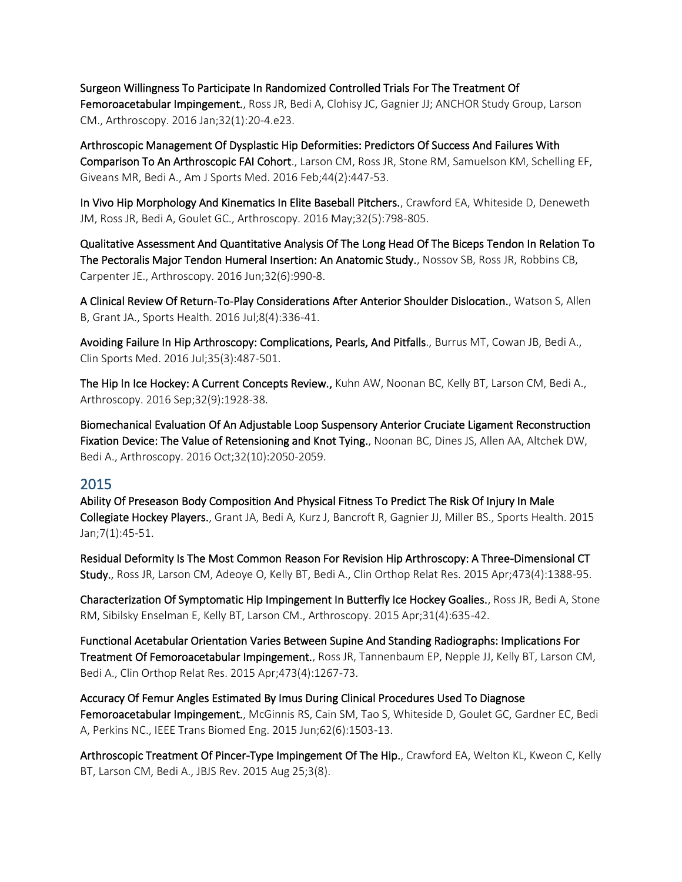**Surgeon Willingness To Participate In Randomized Controlled Trials For The Treatment Of Femoroacetabular Impingement.**, Ross JR, Bedi A, Clohisy JC, Gagnier JJ; ANCHOR Study Group, Larson CM., Arthroscopy. 2016 Jan;32(1):20-4.e23.

**Arthroscopic Management Of Dysplastic Hip Deformities: Predictors Of Success And Failures With Comparison To An Arthroscopic FAI Cohort**., Larson CM, Ross JR, Stone RM, Samuelson KM, Schelling EF, Giveans MR, Bedi A., Am J Sports Med. 2016 Feb;44(2):447-53.

**In Vivo Hip Morphology And Kinematics In Elite Baseball Pitchers.**, Crawford EA, Whiteside D, Deneweth JM, Ross JR, Bedi A, Goulet GC., Arthroscopy. 2016 May;32(5):798-805.

**Qualitative Assessment And Quantitative Analysis Of The Long Head Of The Biceps Tendon In Relation To The Pectoralis Major Tendon Humeral Insertion: An Anatomic Study.**, Nossov SB, Ross JR, Robbins CB, Carpenter JE., Arthroscopy. 2016 Jun;32(6):990-8.

**A Clinical Review Of Return-To-Play Considerations After Anterior Shoulder Dislocation.**, Watson S, Allen B, Grant JA., Sports Health. 2016 Jul;8(4):336-41.

**Avoiding Failure In Hip Arthroscopy: Complications, Pearls, And Pitfalls**., Burrus MT, Cowan JB, Bedi A., Clin Sports Med. 2016 Jul;35(3):487-501.

**The Hip In Ice Hockey: A Current Concepts Review.,** Kuhn AW, Noonan BC, Kelly BT, Larson CM, Bedi A., Arthroscopy. 2016 Sep;32(9):1928-38.

**Biomechanical Evaluation Of An Adjustable Loop Suspensory Anterior Cruciate Ligament Reconstruction Fixation Device: The Value of Retensioning and Knot Tying.**, Noonan BC, Dines JS, Allen AA, Altchek DW, Bedi A., Arthroscopy. 2016 Oct;32(10):2050-2059.

## 2015

**Ability Of Preseason Body Composition And Physical Fitness To Predict The Risk Of Injury In Male Collegiate Hockey Players.**, Grant JA, Bedi A, Kurz J, Bancroft R, Gagnier JJ, Miller BS., Sports Health. 2015 Jan;7(1):45-51.

**Residual Deformity Is The Most Common Reason For Revision Hip Arthroscopy: A Three-Dimensional CT Study.**, Ross JR, Larson CM, Adeoye O, Kelly BT, Bedi A., Clin Orthop Relat Res. 2015 Apr;473(4):1388-95.

**Characterization Of Symptomatic Hip Impingement In Butterfly Ice Hockey Goalies.**, Ross JR, Bedi A, Stone RM, Sibilsky Enselman E, Kelly BT, Larson CM., Arthroscopy. 2015 Apr;31(4):635-42.

**Functional Acetabular Orientation Varies Between Supine And Standing Radiographs: Implications For Treatment Of Femoroacetabular Impingement.**, Ross JR, Tannenbaum EP, Nepple JJ, Kelly BT, Larson CM, Bedi A., Clin Orthop Relat Res. 2015 Apr;473(4):1267-73.

**Accuracy Of Femur Angles Estimated By Imus During Clinical Procedures Used To Diagnose Femoroacetabular Impingement.**, McGinnis RS, Cain SM, Tao S, Whiteside D, Goulet GC, Gardner EC, Bedi A, Perkins NC., IEEE Trans Biomed Eng. 2015 Jun;62(6):1503-13.

**Arthroscopic Treatment Of Pincer-Type Impingement Of The Hip.**, Crawford EA, Welton KL, Kweon C, Kelly BT, Larson CM, Bedi A., JBJS Rev. 2015 Aug 25;3(8).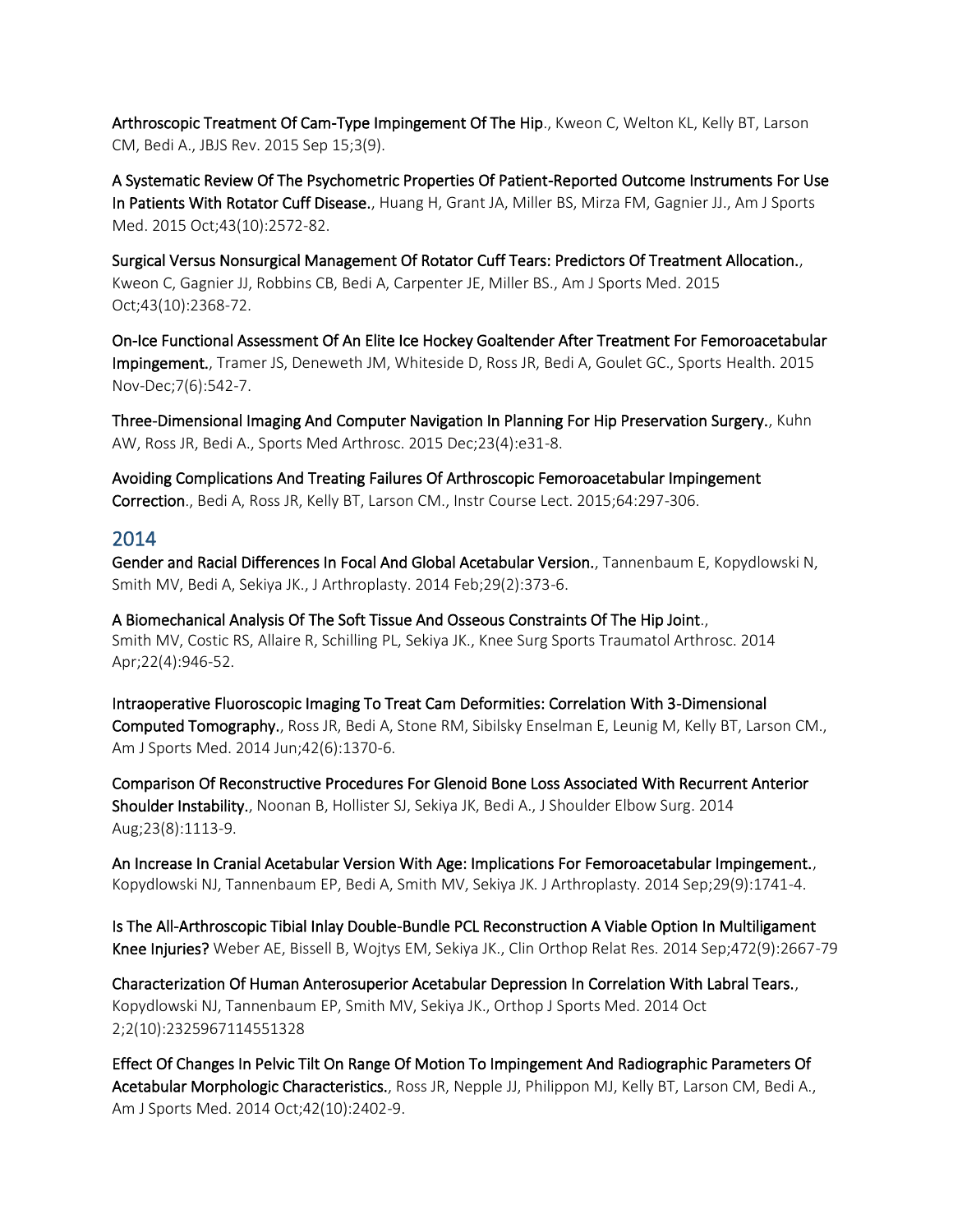**Arthroscopic Treatment Of Cam-Type Impingement Of The Hip**., Kweon C, Welton KL, Kelly BT, Larson CM, Bedi A., JBJS Rev. 2015 Sep 15;3(9).

**A Systematic Review Of The Psychometric Properties Of Patient-Reported Outcome Instruments For Use In Patients With Rotator Cuff Disease.**, Huang H, Grant JA, Miller BS, Mirza FM, Gagnier JJ., Am J Sports Med. 2015 Oct;43(10):2572-82.

**Surgical Versus Nonsurgical Management Of Rotator Cuff Tears: Predictors Of Treatment Allocation.**, Kweon C, Gagnier JJ, Robbins CB, Bedi A, Carpenter JE, Miller BS., Am J Sports Med. 2015 Oct;43(10):2368-72.

**On-Ice Functional Assessment Of An Elite Ice Hockey Goaltender After Treatment For Femoroacetabular Impingement.**, Tramer JS, Deneweth JM, Whiteside D, Ross JR, Bedi A, Goulet GC., Sports Health. 2015 Nov-Dec;7(6):542-7.

**Three-Dimensional Imaging And Computer Navigation In Planning For Hip Preservation Surgery.**, Kuhn AW, Ross JR, Bedi A., Sports Med Arthrosc. 2015 Dec;23(4):e31-8.

**Avoiding Complications And Treating Failures Of Arthroscopic Femoroacetabular Impingement Correction**., Bedi A, Ross JR, Kelly BT, Larson CM., Instr Course Lect. 2015;64:297-306.

## 2014

**Gender and Racial Differences In Focal And Global Acetabular Version.**, Tannenbaum E, Kopydlowski N, Smith MV, Bedi A, Sekiya JK., J Arthroplasty. 2014 Feb;29(2):373-6.

**A Biomechanical Analysis Of The Soft Tissue And Osseous Constraints Of The Hip Joint**., Smith MV, Costic RS, Allaire R, Schilling PL, Sekiya JK., Knee Surg Sports Traumatol Arthrosc. 2014 Apr;22(4):946-52.

**Intraoperative Fluoroscopic Imaging To Treat Cam Deformities: Correlation With 3-Dimensional Computed Tomography.**, Ross JR, Bedi A, Stone RM, Sibilsky Enselman E, Leunig M, Kelly BT, Larson CM., Am J Sports Med. 2014 Jun;42(6):1370-6.

**Comparison Of Reconstructive Procedures For Glenoid Bone Loss Associated With Recurrent Anterior Shoulder Instability.**, Noonan B, Hollister SJ, Sekiya JK, Bedi A., J Shoulder Elbow Surg. 2014 Aug;23(8):1113-9.

**An Increase In Cranial Acetabular Version With Age: Implications For Femoroacetabular Impingement.**, Kopydlowski NJ, Tannenbaum EP, Bedi A, Smith MV, Sekiya JK. J Arthroplasty. 2014 Sep;29(9):1741-4.

**Is The All-Arthroscopic Tibial Inlay Double-Bundle PCL Reconstruction A Viable Option In Multiligament Knee Injuries?** Weber AE, Bissell B, Wojtys EM, Sekiya JK., Clin Orthop Relat Res. 2014 Sep;472(9):2667-79

**Characterization Of Human Anterosuperior Acetabular Depression In Correlation With Labral Tears.**, Kopydlowski NJ, Tannenbaum EP, Smith MV, Sekiya JK., Orthop J Sports Med. 2014 Oct 2;2(10):2325967114551328

**Effect Of Changes In Pelvic Tilt On Range Of Motion To Impingement And Radiographic Parameters Of Acetabular Morphologic Characteristics.**, Ross JR, Nepple JJ, Philippon MJ, Kelly BT, Larson CM, Bedi A., Am J Sports Med. 2014 Oct;42(10):2402-9.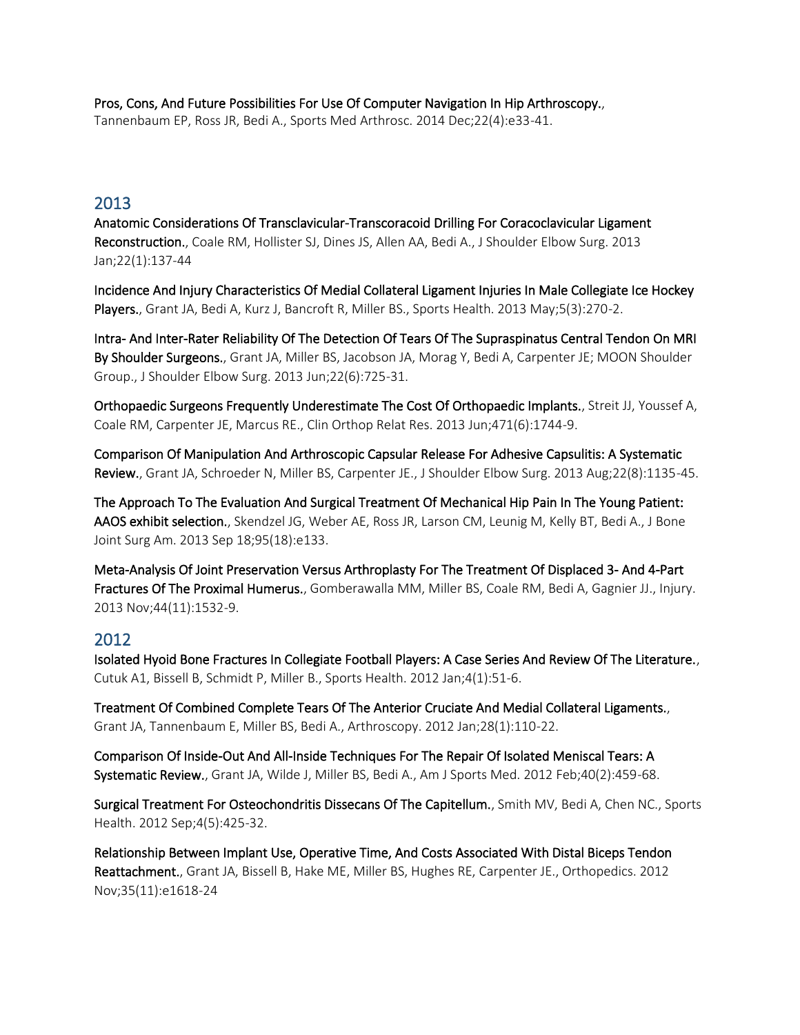**Pros, Cons, And Future Possibilities For Use Of Computer Navigation In Hip Arthroscopy.**, Tannenbaum EP, Ross JR, Bedi A., Sports Med Arthrosc. 2014 Dec;22(4):e33-41.

## 2013

**Anatomic Considerations Of Transclavicular-Transcoracoid Drilling For Coracoclavicular Ligament Reconstruction.**, Coale RM, Hollister SJ, Dines JS, Allen AA, Bedi A., J Shoulder Elbow Surg. 2013 Jan;22(1):137-44

**Incidence And Injury Characteristics Of Medial Collateral Ligament Injuries In Male Collegiate Ice Hockey Players.**, Grant JA, Bedi A, Kurz J, Bancroft R, Miller BS., Sports Health. 2013 May;5(3):270-2.

**Intra- And Inter-Rater Reliability Of The Detection Of Tears Of The Supraspinatus Central Tendon On MRI By Shoulder Surgeons.**, Grant JA, Miller BS, Jacobson JA, Morag Y, Bedi A, Carpenter JE; MOON Shoulder Group., J Shoulder Elbow Surg. 2013 Jun;22(6):725-31.

**Orthopaedic Surgeons Frequently Underestimate The Cost Of Orthopaedic Implants.**, Streit JJ, Youssef A, Coale RM, Carpenter JE, Marcus RE., Clin Orthop Relat Res. 2013 Jun;471(6):1744-9.

**Comparison Of Manipulation And Arthroscopic Capsular Release For Adhesive Capsulitis: A Systematic Review.**, Grant JA, Schroeder N, Miller BS, Carpenter JE., J Shoulder Elbow Surg. 2013 Aug;22(8):1135-45.

**The Approach To The Evaluation And Surgical Treatment Of Mechanical Hip Pain In The Young Patient: AAOS exhibit selection.**, Skendzel JG, Weber AE, Ross JR, Larson CM, Leunig M, Kelly BT, Bedi A., J Bone Joint Surg Am. 2013 Sep 18;95(18):e133.

**Meta-Analysis Of Joint Preservation Versus Arthroplasty For The Treatment Of Displaced 3- And 4-Part Fractures Of The Proximal Humerus.**, Gomberawalla MM, Miller BS, Coale RM, Bedi A, Gagnier JJ., Injury. 2013 Nov;44(11):1532-9.

## 2012

**Isolated Hyoid Bone Fractures In Collegiate Football Players: A Case Series And Review Of The Literature.**, Cutuk A1, Bissell B, Schmidt P, Miller B., Sports Health. 2012 Jan;4(1):51-6.

**Treatment Of Combined Complete Tears Of The Anterior Cruciate And Medial Collateral Ligaments.**, Grant JA, Tannenbaum E, Miller BS, Bedi A., Arthroscopy. 2012 Jan;28(1):110-22.

**Comparison Of Inside-Out And All-Inside Techniques For The Repair Of Isolated Meniscal Tears: A Systematic Review.**, Grant JA, Wilde J, Miller BS, Bedi A., Am J Sports Med. 2012 Feb;40(2):459-68.

**Surgical Treatment For Osteochondritis Dissecans Of The Capitellum.**, Smith MV, Bedi A, Chen NC., Sports Health. 2012 Sep;4(5):425-32.

**Relationship Between Implant Use, Operative Time, And Costs Associated With Distal Biceps Tendon Reattachment.**, Grant JA, Bissell B, Hake ME, Miller BS, Hughes RE, Carpenter JE., Orthopedics. 2012 Nov;35(11):e1618-24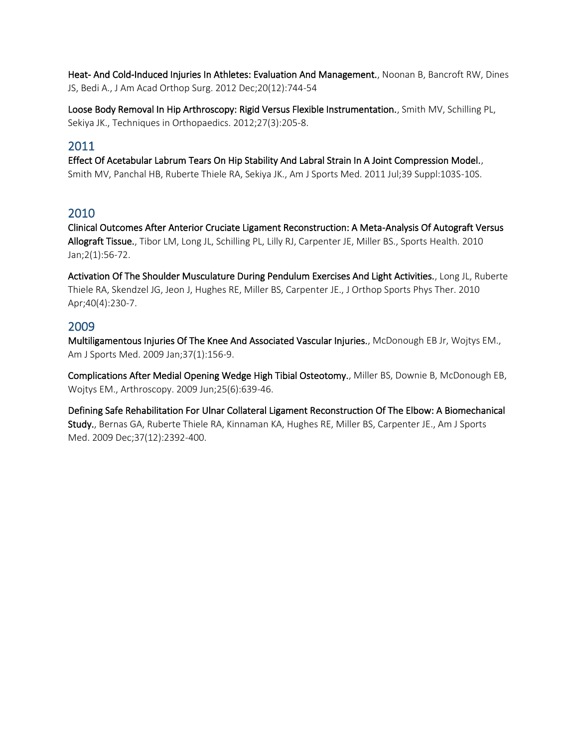**Heat- And Cold-Induced Injuries In Athletes: Evaluation And Management.**, Noonan B, Bancroft RW, Dines JS, Bedi A., J Am Acad Orthop Surg. 2012 Dec;20(12):744-54

**Loose Body Removal In Hip Arthroscopy: Rigid Versus Flexible Instrumentation.**, Smith MV, Schilling PL, Sekiya JK., Techniques in Orthopaedics. 2012;27(3):205-8.

## 2011

**Effect Of Acetabular Labrum Tears On Hip Stability And Labral Strain In A Joint Compression Model.**, Smith MV, Panchal HB, Ruberte Thiele RA, Sekiya JK., Am J Sports Med. 2011 Jul;39 Suppl:103S-10S.

## 2010

**Clinical Outcomes After Anterior Cruciate Ligament Reconstruction: A Meta-Analysis Of Autograft Versus Allograft Tissue.**, Tibor LM, Long JL, Schilling PL, Lilly RJ, Carpenter JE, Miller BS., Sports Health. 2010 Jan;2(1):56-72.

**Activation Of The Shoulder Musculature During Pendulum Exercises And Light Activities.**, Long JL, Ruberte Thiele RA, Skendzel JG, Jeon J, Hughes RE, Miller BS, Carpenter JE., J Orthop Sports Phys Ther. 2010 Apr;40(4):230-7.

## 2009

**Multiligamentous Injuries Of The Knee And Associated Vascular Injuries.**, McDonough EB Jr, Wojtys EM., Am J Sports Med. 2009 Jan;37(1):156-9.

**Complications After Medial Opening Wedge High Tibial Osteotomy.**, Miller BS, Downie B, McDonough EB, Wojtys EM., Arthroscopy. 2009 Jun;25(6):639-46.

**Defining Safe Rehabilitation For Ulnar Collateral Ligament Reconstruction Of The Elbow: A Biomechanical Study.**, Bernas GA, Ruberte Thiele RA, Kinnaman KA, Hughes RE, Miller BS, Carpenter JE., Am J Sports Med. 2009 Dec;37(12):2392-400.